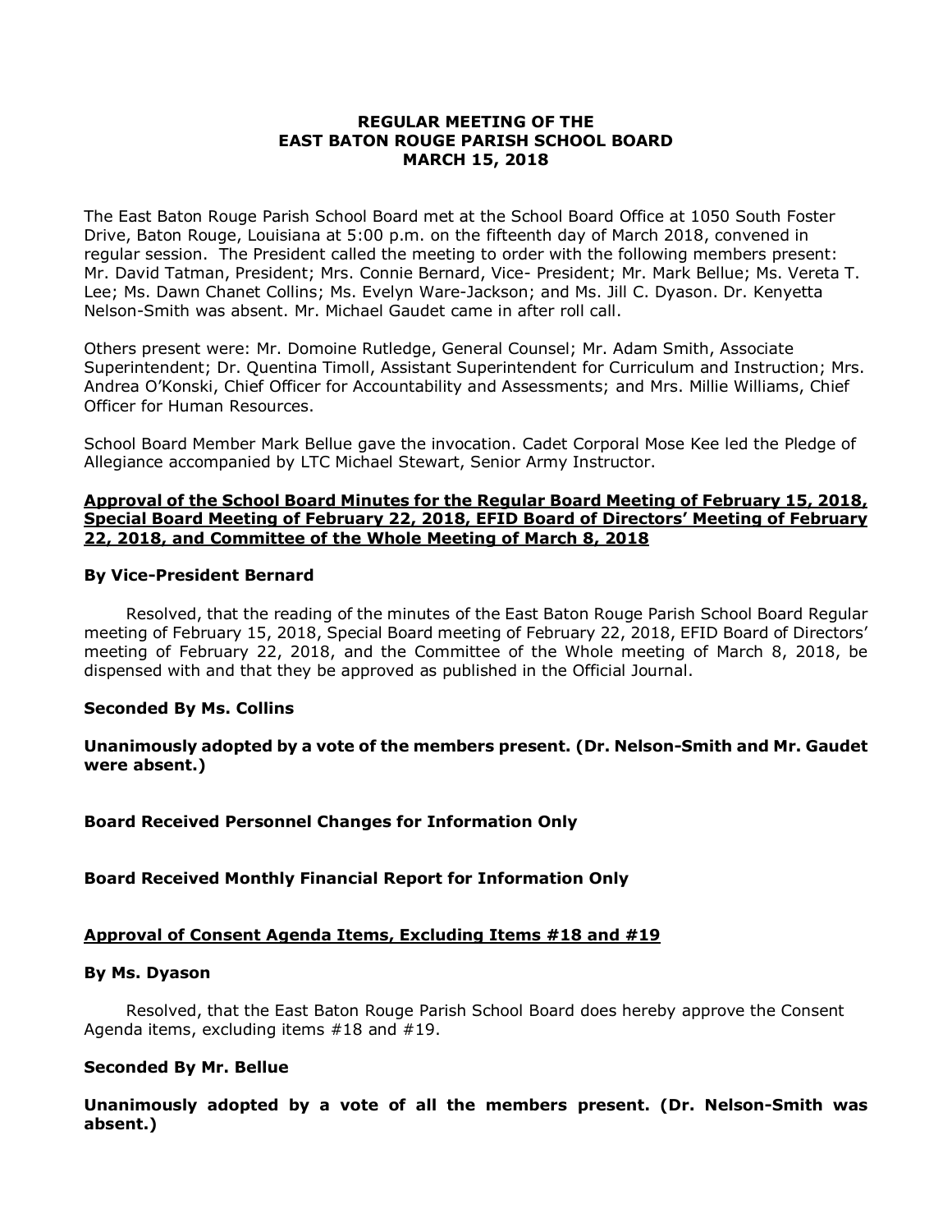# REGULAR MEETING OF THE EAST BATON ROUGE PARISH SCHOOL BOARD MARCH 15, 2018

The East Baton Rouge Parish School Board met at the School Board Office at 1050 South Foster Drive, Baton Rouge, Louisiana at 5:00 p.m. on the fifteenth day of March 2018, convened in regular session. The President called the meeting to order with the following members present: Mr. David Tatman, President; Mrs. Connie Bernard, Vice- President; Mr. Mark Bellue; Ms. Vereta T. Lee; Ms. Dawn Chanet Collins; Ms. Evelyn Ware-Jackson; and Ms. Jill C. Dyason. Dr. Kenyetta Nelson-Smith was absent. Mr. Michael Gaudet came in after roll call.

Others present were: Mr. Domoine Rutledge, General Counsel; Mr. Adam Smith, Associate Superintendent; Dr. Quentina Timoll, Assistant Superintendent for Curriculum and Instruction; Mrs. Andrea O'Konski, Chief Officer for Accountability and Assessments; and Mrs. Millie Williams, Chief Officer for Human Resources.

School Board Member Mark Bellue gave the invocation. Cadet Corporal Mose Kee led the Pledge of Allegiance accompanied by LTC Michael Stewart, Senior Army Instructor.

**Approval of the School Board Minutes for the Regular Board Meeting of February 15, 2018, Special Board Meeting of February 22, 2018, EFID Board of Directors' Meeting of February 22, 2018, and Committee of the Whole Meeting of March 8, 2018**

**By Vice-President Bernard**

Resolved, that the reading of the minutes of the East Baton Rouge Parish School Board Regular meeting of February 15, 2018, Special Board meeting of February 22, 2018, EFID Board of Directors' meeting of February 22, 2018, and the Committee of the Whole meeting of March 8, 2018, be dispensed with and that they be approved as published in the Official Journal.

**Seconded By Ms. Collins**

**Unanimously adopted by a vote of the members present. (Dr. Nelson-Smith and Mr. Gaudet were absent.)**

**Board Received Personnel Changes for Information Only**

**Board Received Monthly Financial Report for Information Only**

**Approval of Consent Agenda Items, Excluding Items #18 and #19**

**By Ms. Dyason**

Resolved, that the East Baton Rouge Parish School Board does hereby approve the Consent Agenda items, excluding items #18 and #19.

**Seconded By Mr. Bellue**

**Unanimously adopted by a vote of all the members present. (Dr. Nelson-Smith was absent.)**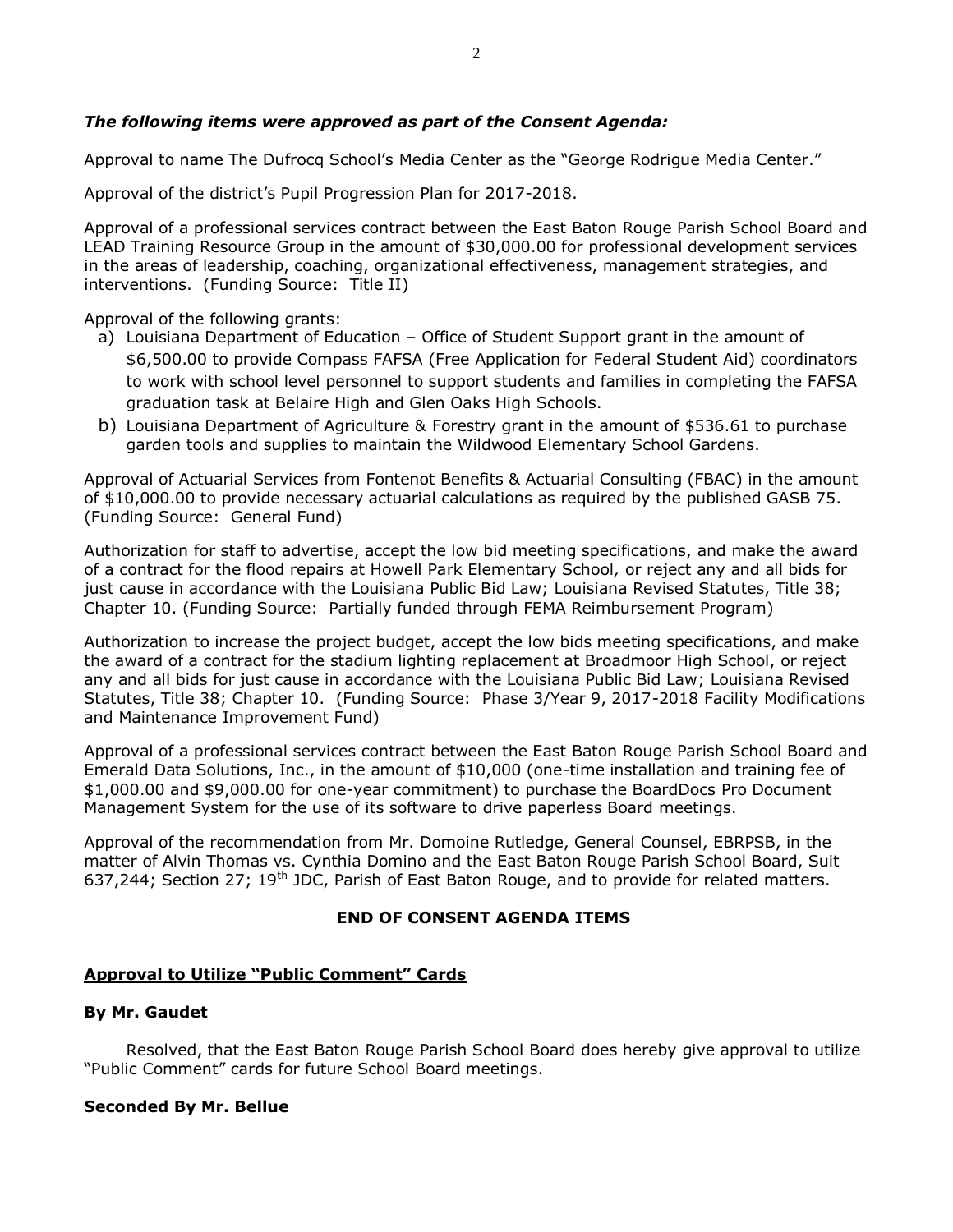***The following items were approved as part of the Consent Agenda:***

Approval to name The Dufrocq School's Media Center as the "George Rodrigue Media Center."

Approval of the district's Pupil Progression Plan for 2017-2018.

Approval of a professional services contract between the East Baton Rouge Parish School Board and LEAD Training Resource Group in the amount of $30,000.00 for professional development services in the areas of leadership, coaching, organizational effectiveness, management strategies, and interventions. (Funding Source: Title II)

Approval of the following grants:

a) Louisiana Department of Education – Office of Student Support grant in the amount of $6,500.00 to provide Compass FAFSA (Free Application for Federal Student Aid) coordinators to work with school level personnel to support students and families in completing the FAFSA graduation task at Belaire High and Glen Oaks High Schools.
b) Louisiana Department of Agriculture & Forestry grant in the amount of $536.61 to purchase garden tools and supplies to maintain the Wildwood Elementary School Gardens.

Approval of Actuarial Services from Fontenot Benefits & Actuarial Consulting (FBAC) in the amount of $10,000.00 to provide necessary actuarial calculations as required by the published GASB 75. (Funding Source: General Fund)

Authorization for staff to advertise, accept the low bid meeting specifications, and make the award of a contract for the flood repairs at Howell Park Elementary School, or reject any and all bids for just cause in accordance with the Louisiana Public Bid Law; Louisiana Revised Statutes, Title 38; Chapter 10. (Funding Source: Partially funded through FEMA Reimbursement Program)

Authorization to increase the project budget, accept the low bids meeting specifications, and make the award of a contract for the stadium lighting replacement at Broadmoor High School, or reject any and all bids for just cause in accordance with the Louisiana Public Bid Law; Louisiana Revised Statutes, Title 38; Chapter 10. (Funding Source: Phase 3/Year 9, 2017-2018 Facility Modifications and Maintenance Improvement Fund)

Approval of a professional services contract between the East Baton Rouge Parish School Board and Emerald Data Solutions, Inc., in the amount of $10,000 (one-time installation and training fee of $1,000.00 and $9,000.00 for one-year commitment) to purchase the BoardDocs Pro Document Management System for the use of its software to drive paperless Board meetings.

Approval of the recommendation from Mr. Domoine Rutledge, General Counsel, EBRPSB, in the matter of Alvin Thomas vs. Cynthia Domino and the East Baton Rouge Parish School Board, Suit 637,244; Section 27; 19th JDC, Parish of East Baton Rouge, and to provide for related matters.

**END OF CONSENT AGENDA ITEMS**

**Approval to Utilize "Public Comment" Cards**

**By Mr. Gaudet**

Resolved, that the East Baton Rouge Parish School Board does hereby give approval to utilize "Public Comment" cards for future School Board meetings.

**Seconded By Mr. Bellue**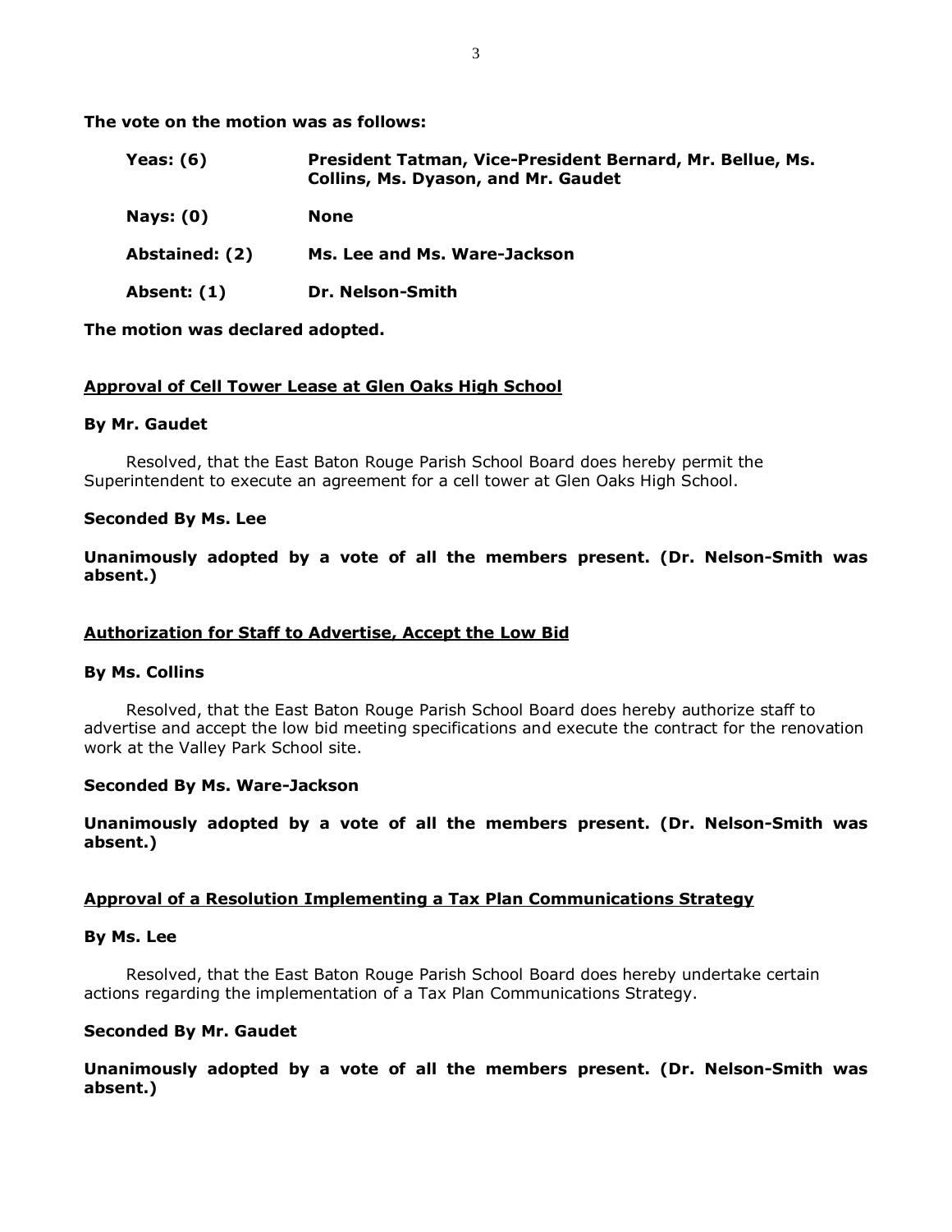**The vote on the motion was as follows:**

| | |
|---|---|
| **Yeas: (6)** | **President Tatman, Vice-President Bernard, Mr. Bellue, Ms. Collins, Ms. Dyason, and Mr. Gaudet** |
| **Nays: (0)** | **None** |
| **Abstained: (2)** | **Ms. Lee and Ms. Ware-Jackson** |
| **Absent: (1)** | **Dr. Nelson-Smith** |

**The motion was declared adopted.**

## <u>Approval of Cell Tower Lease at Glen Oaks High School</u>

**By Mr. Gaudet**

Resolved, that the East Baton Rouge Parish School Board does hereby permit the Superintendent to execute an agreement for a cell tower at Glen Oaks High School.

**Seconded By Ms. Lee**

**Unanimously adopted by a vote of all the members present. (Dr. Nelson-Smith was absent.)**

## <u>Authorization for Staff to Advertise, Accept the Low Bid</u>

**By Ms. Collins**

Resolved, that the East Baton Rouge Parish School Board does hereby authorize staff to advertise and accept the low bid meeting specifications and execute the contract for the renovation work at the Valley Park School site.

**Seconded By Ms. Ware-Jackson**

**Unanimously adopted by a vote of all the members present. (Dr. Nelson-Smith was absent.)**

## <u>Approval of a Resolution Implementing a Tax Plan Communications Strategy</u>

**By Ms. Lee**

Resolved, that the East Baton Rouge Parish School Board does hereby undertake certain actions regarding the implementation of a Tax Plan Communications Strategy.

**Seconded By Mr. Gaudet**

**Unanimously adopted by a vote of all the members present. (Dr. Nelson-Smith was absent.)**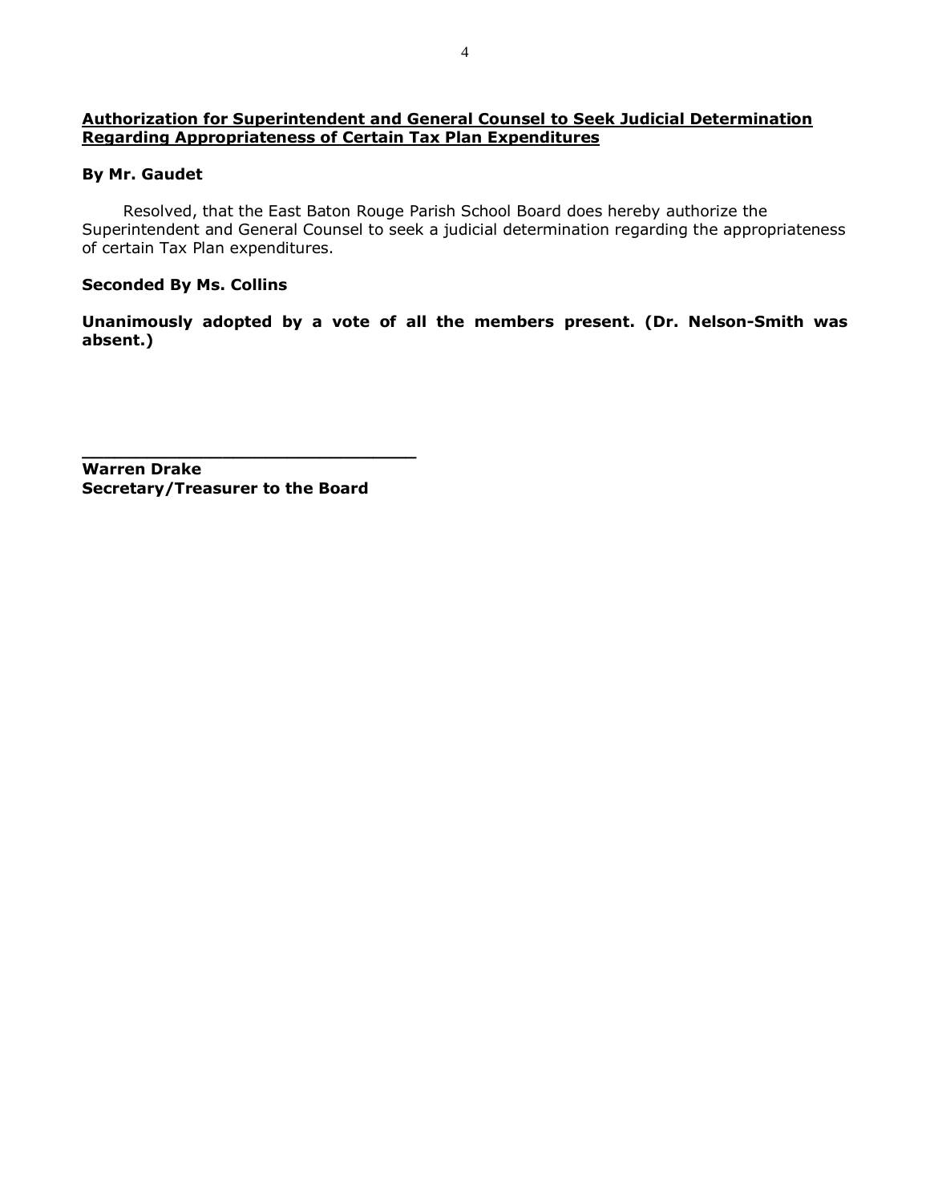**Authorization for Superintendent and General Counsel to Seek Judicial Determination Regarding Appropriateness of Certain Tax Plan Expenditures**

**By Mr. Gaudet**

Resolved, that the East Baton Rouge Parish School Board does hereby authorize the Superintendent and General Counsel to seek a judicial determination regarding the appropriateness of certain Tax Plan expenditures.

**Seconded By Ms. Collins**

**Unanimously adopted by a vote of all the members present. (Dr. Nelson-Smith was absent.)**

______________________________

**Warren Drake**
**Secretary/Treasurer to the Board**